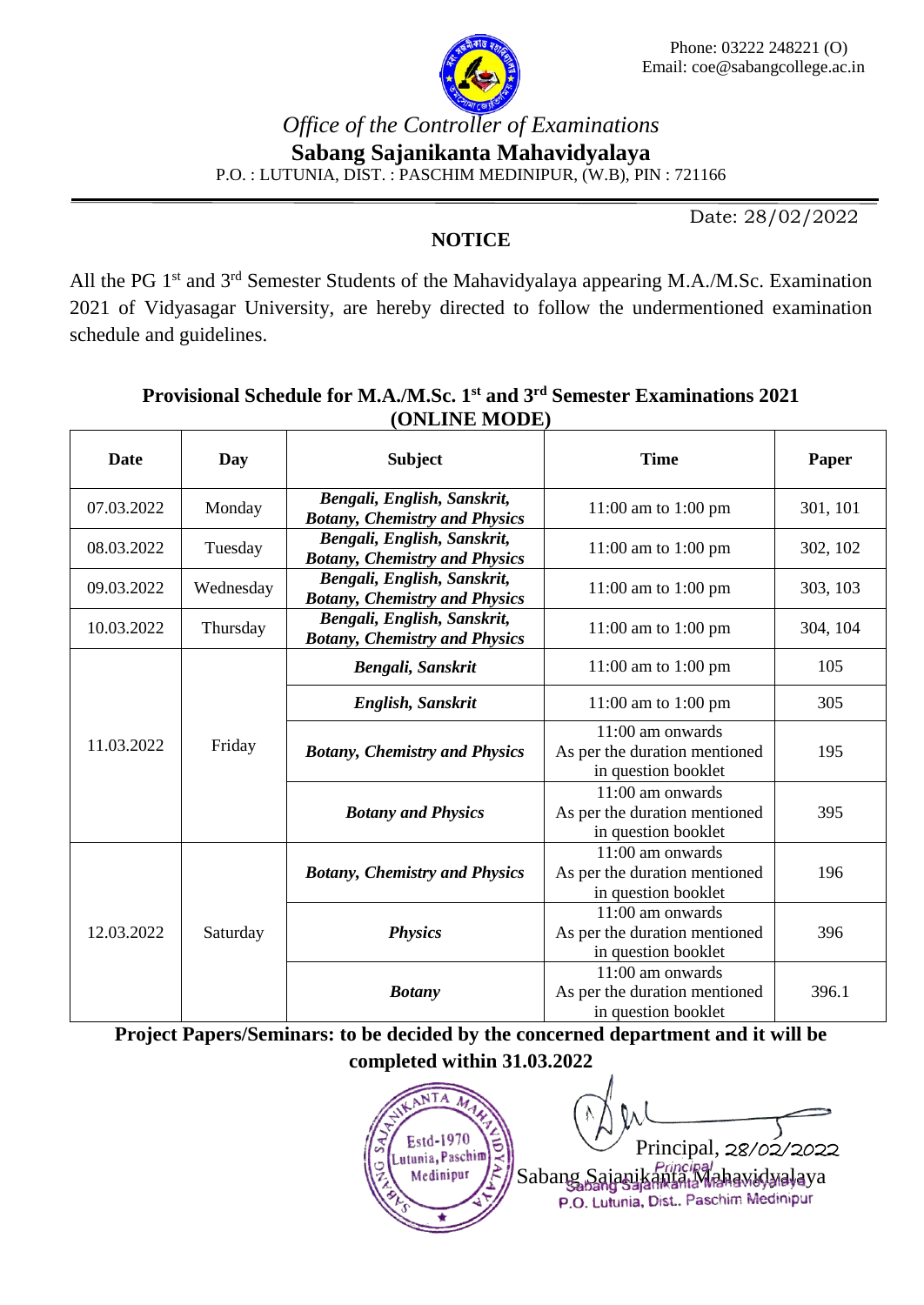Phone: 03222 248221 (O)
Email: coe@sabangcollege.ac.in

*Office of the Controller of Examinations*

**Sabang Sajanikanta Mahavidyalaya**

P.O. : LUTUNIA, DIST. : PASCHIM MEDINIPUR, (W.B), PIN : 721166

Date: 28/02/2022

## NOTICE

All the PG 1st and 3rd Semester Students of the Mahavidyalaya appearing M.A./M.Sc. Examination 2021 of Vidyasagar University, are hereby directed to follow the undermentioned examination schedule and guidelines.

### Provisional Schedule for M.A./M.Sc. 1st and 3rd Semester Examinations 2021 (ONLINE MODE)

| Date | Day | Subject | Time | Paper |
|---|---|---|---|---|
| 07.03.2022 | Monday | ***Bengali, English, Sanskrit, Botany, Chemistry and Physics*** | 11:00 am to 1:00 pm | 301, 101 |
| 08.03.2022 | Tuesday | ***Bengali, English, Sanskrit, Botany, Chemistry and Physics*** | 11:00 am to 1:00 pm | 302, 102 |
| 09.03.2022 | Wednesday | ***Bengali, English, Sanskrit, Botany, Chemistry and Physics*** | 11:00 am to 1:00 pm | 303, 103 |
| 10.03.2022 | Thursday | ***Bengali, English, Sanskrit, Botany, Chemistry and Physics*** | 11:00 am to 1:00 pm | 304, 104 |
| 11.03.2022 | Friday | ***Bengali, Sanskrit*** | 11:00 am to 1:00 pm | 105 |
| | | ***English, Sanskrit*** | 11:00 am to 1:00 pm | 305 |
| | | ***Botany, Chemistry and Physics*** | 11:00 am onwards As per the duration mentioned in question booklet | 195 |
| | | ***Botany and Physics*** | 11:00 am onwards As per the duration mentioned in question booklet | 395 |
| 12.03.2022 | Saturday | ***Botany, Chemistry and Physics*** | 11:00 am onwards As per the duration mentioned in question booklet | 196 |
| | | ***Physics*** | 11:00 am onwards As per the duration mentioned in question booklet | 396 |
| | | ***Botany*** | 11:00 am onwards As per the duration mentioned in question booklet | 396.1 |

**Project Papers/Seminars: to be decided by the concerned department and it will be completed within 31.03.2022**

Principal, 28/02/2022
Sabang Sajanikanta Mahavidyalaya

Principal
Sabang Sajanikanta Mahavidyalaya
P.O. Lutunia, Dist.. Paschim Medinipur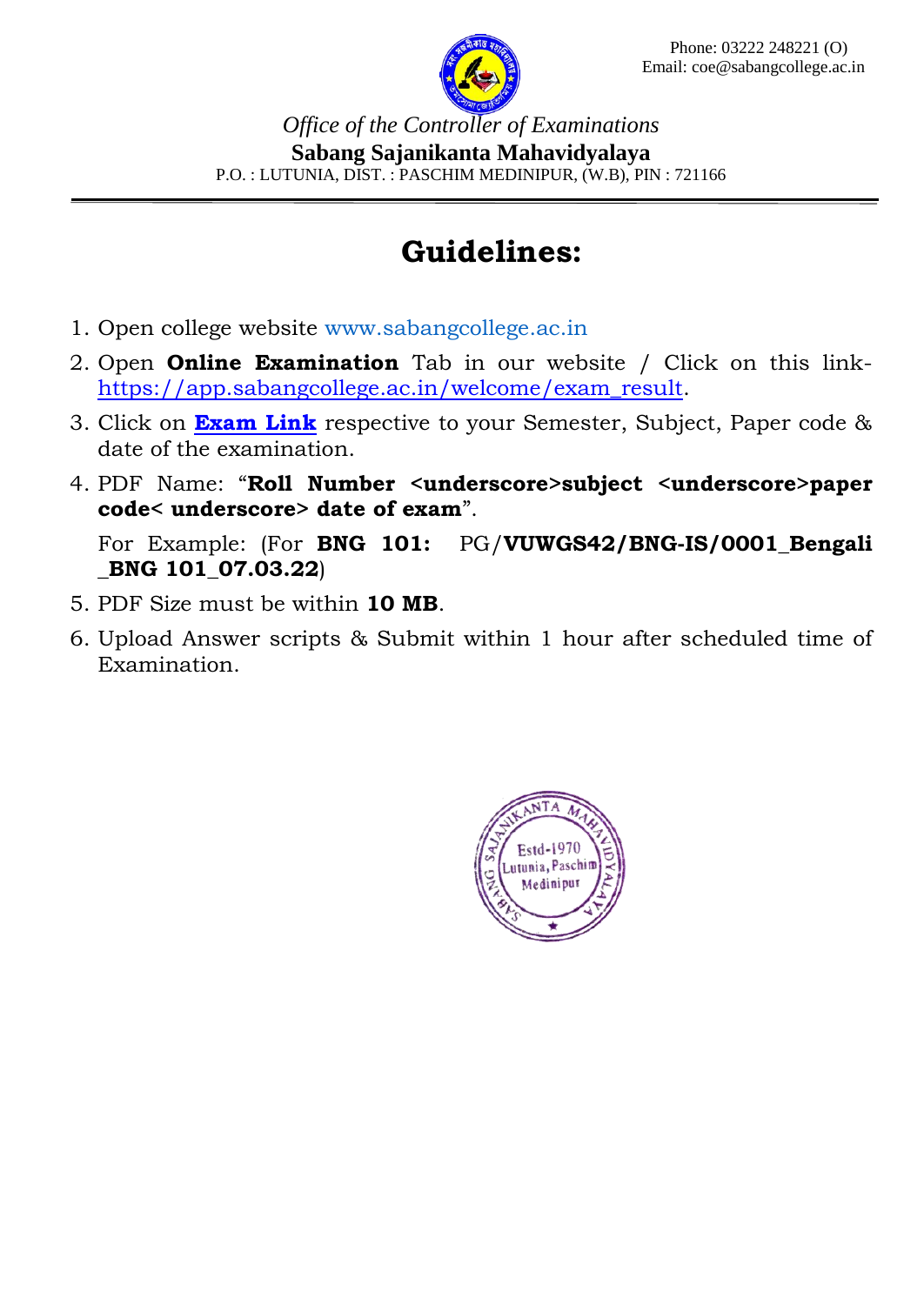Phone: 03222 248221 (O)
Email: coe@sabangcollege.ac.in

*Office of the Controller of Examinations*

**Sabang Sajanikanta Mahavidyalaya**

P.O. : LUTUNIA, DIST. : PASCHIM MEDINIPUR, (W.B), PIN : 721166

# Guidelines:

1. Open college website www.sabangcollege.ac.in
2. Open **Online Examination** Tab in our website / Click on this link- https://app.sabangcollege.ac.in/welcome/exam_result.
3. Click on **Exam Link** respective to your Semester, Subject, Paper code & date of the examination.
4. PDF Name: "**Roll Number <underscore>subject <underscore>paper code< underscore> date of exam**".

   For Example: (For **BNG 101:** PG/**VUWGS42/BNG-IS/0001_Bengali _BNG 101_07.03.22**)
5. PDF Size must be within **10 MB**.
6. Upload Answer scripts & Submit within 1 hour after scheduled time of Examination.

SABANG SAJANIKANTA MAHAVIDYALAYA
Estd-1970
Lutunia, Paschim Medinipur